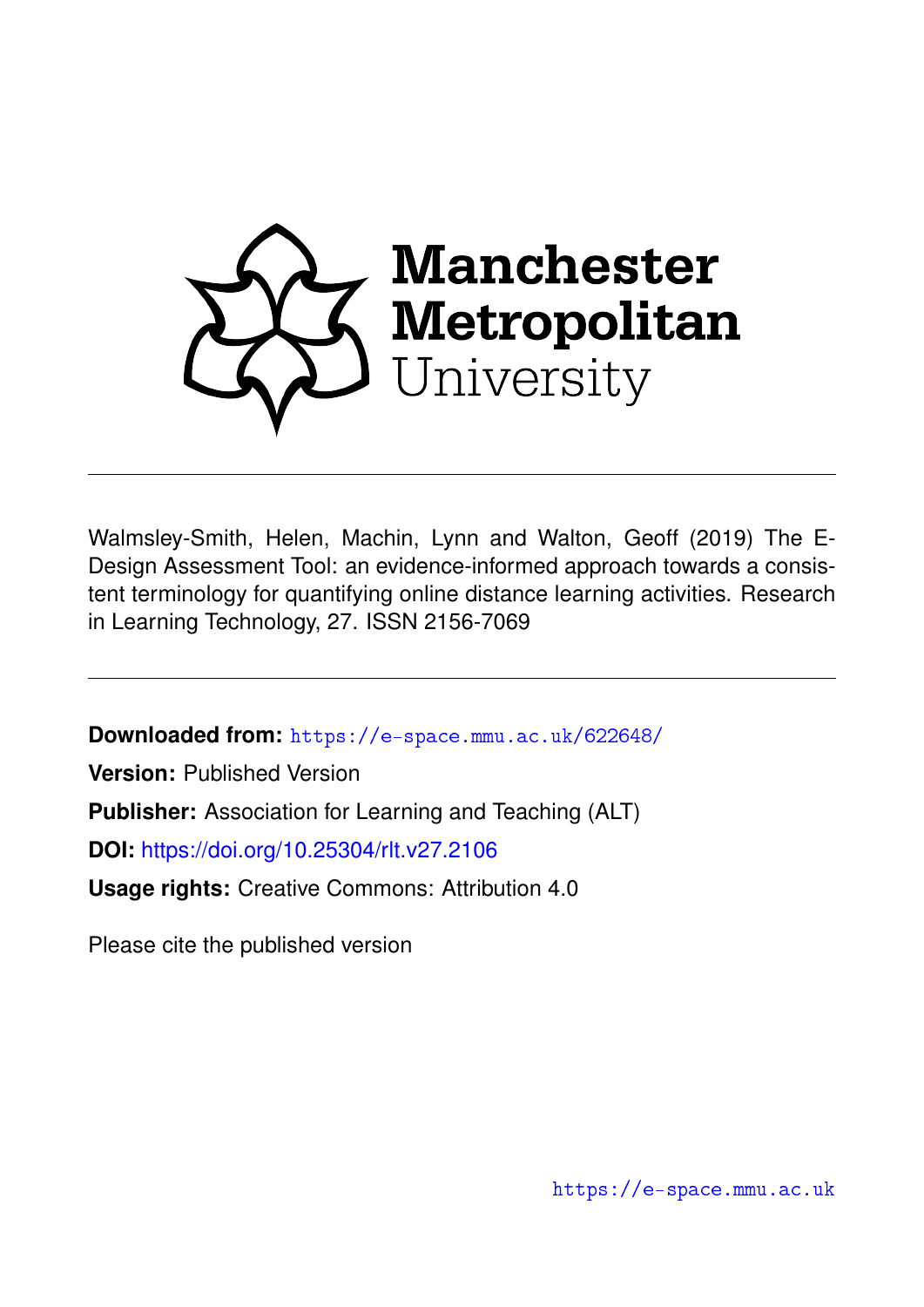Manchester Metropolitan University

Walmsley-Smith, Helen, Machin, Lynn and Walton, Geoff (2019) The E-Design Assessment Tool: an evidence-informed approach towards a consistent terminology for quantifying online distance learning activities. Research in Learning Technology, 27. ISSN 2156-7069

**Downloaded from:** https://e-space.mmu.ac.uk/622648/

**Version:** Published Version

**Publisher:** Association for Learning and Teaching (ALT)

**DOI:** https://doi.org/10.25304/rlt.v27.2106

**Usage rights:** Creative Commons: Attribution 4.0

Please cite the published version

https://e-space.mmu.ac.uk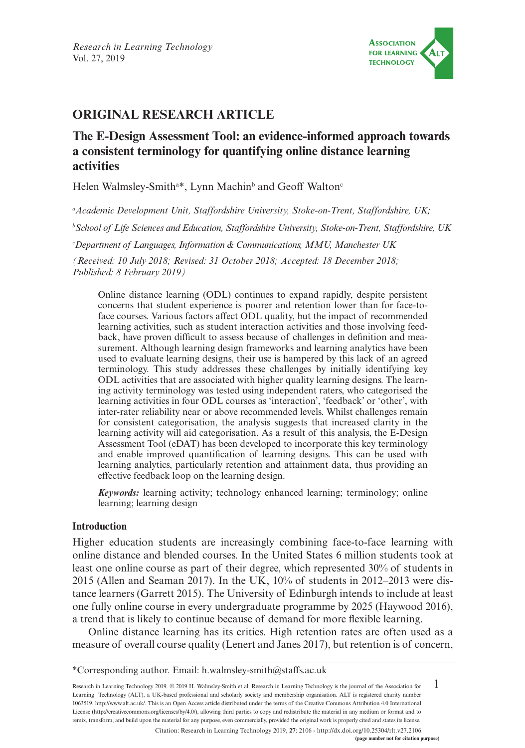# ORIGINAL RESEARCH ARTICLE

## The E-Design Assessment Tool: an evidence-informed approach towards a consistent terminology for quantifying online distance learning activities

Helen Walmsley-Smith[a]*, Lynn Machin[b] and Geoff Walton[c]

[a]*Academic Development Unit, Staffordshire University, Stoke-on-Trent, Staffordshire, UK;*

[b]*School of Life Sciences and Education, Staffordshire University, Stoke-on-Trent, Staffordshire, UK*

[c]*Department of Languages, Information & Communications, MMU, Manchester UK*

*(Received: 10 July 2018; Revised: 31 October 2018; Accepted: 18 December 2018; Published: 8 February 2019)*

Online distance learning (ODL) continues to expand rapidly, despite persistent concerns that student experience is poorer and retention lower than for face-to-face courses. Various factors affect ODL quality, but the impact of recommended learning activities, such as student interaction activities and those involving feedback, have proven difficult to assess because of challenges in definition and measurement. Although learning design frameworks and learning analytics have been used to evaluate learning designs, their use is hampered by this lack of an agreed terminology. This study addresses these challenges by initially identifying key ODL activities that are associated with higher quality learning designs. The learning activity terminology was tested using independent raters, who categorised the learning activities in four ODL courses as 'interaction', 'feedback' or 'other', with inter-rater reliability near or above recommended levels. Whilst challenges remain for consistent categorisation, the analysis suggests that increased clarity in the learning activity will aid categorisation. As a result of this analysis, the E-Design Assessment Tool (eDAT) has been developed to incorporate this key terminology and enable improved quantification of learning designs. This can be used with learning analytics, particularly retention and attainment data, thus providing an effective feedback loop on the learning design.

***Keywords:*** learning activity; technology enhanced learning; terminology; online learning; learning design

### Introduction

Higher education students are increasingly combining face-to-face learning with online distance and blended courses. In the United States 6 million students took at least one online course as part of their degree, which represented 30% of students in 2015 (Allen and Seaman 2017). In the UK, 10% of students in 2012–2013 were distance learners (Garrett 2015). The University of Edinburgh intends to include at least one fully online course in every undergraduate programme by 2025 (Haywood 2016), a trend that is likely to continue because of demand for more flexible learning.

Online distance learning has its critics. High retention rates are often used as a measure of overall course quality (Lenert and Janes 2017), but retention is of concern,

*Corresponding author. Email: h.walmsley-smith@staffs.ac.uk

Research in Learning Technology 2019. © 2019 H. Walmsley-Smith et al. Research in Learning Technology is the journal of the Association for Learning Technology (ALT), a UK-based professional and scholarly society and membership organisation. ALT is registered charity number 1063519. http://www.alt.ac.uk/. This is an Open Access article distributed under the terms of the Creative Commons Attribution 4.0 International License (http://creativecommons.org/licenses/by/4.0/), allowing third parties to copy and redistribute the material in any medium or format and to remix, transform, and build upon the material for any purpose, even commercially, provided the original work is properly cited and states its license.

Citation: Research in Learning Technology 2019, **27**: 2106 - http://dx.doi.org/10.25304/rlt.v27.2106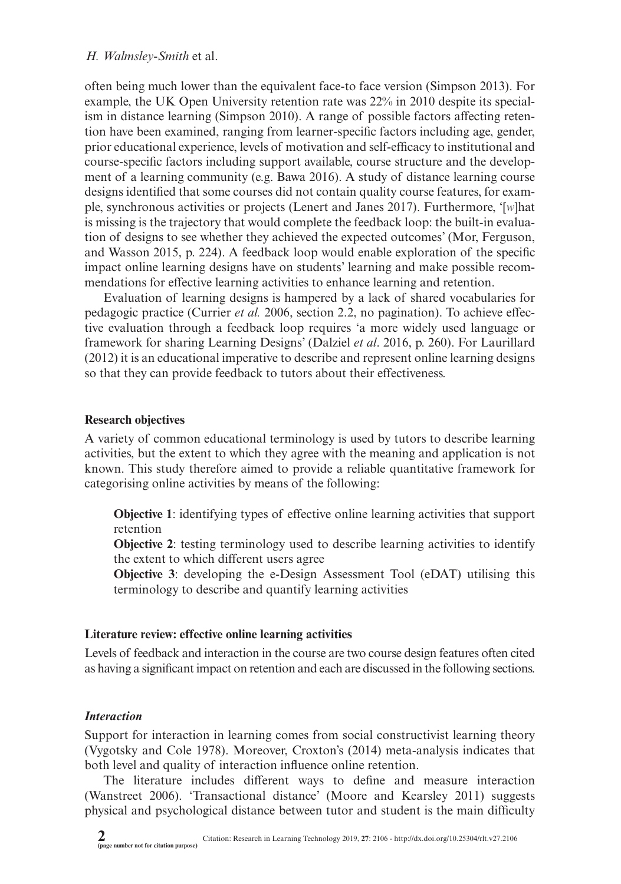often being much lower than the equivalent face-to face version (Simpson 2013). For example, the UK Open University retention rate was 22% in 2010 despite its specialism in distance learning (Simpson 2010). A range of possible factors affecting retention have been examined, ranging from learner-specific factors including age, gender, prior educational experience, levels of motivation and self-efficacy to institutional and course-specific factors including support available, course structure and the development of a learning community (e.g. Bawa 2016). A study of distance learning course designs identified that some courses did not contain quality course features, for example, synchronous activities or projects (Lenert and Janes 2017). Furthermore, '[*w*]hat is missing is the trajectory that would complete the feedback loop: the built-in evaluation of designs to see whether they achieved the expected outcomes' (Mor, Ferguson, and Wasson 2015, p. 224). A feedback loop would enable exploration of the specific impact online learning designs have on students' learning and make possible recommendations for effective learning activities to enhance learning and retention.

Evaluation of learning designs is hampered by a lack of shared vocabularies for pedagogic practice (Currier *et al.* 2006, section 2.2, no pagination). To achieve effective evaluation through a feedback loop requires 'a more widely used language or framework for sharing Learning Designs' (Dalziel *et al*. 2016, p. 260). For Laurillard (2012) it is an educational imperative to describe and represent online learning designs so that they can provide feedback to tutors about their effectiveness.

## Research objectives

A variety of common educational terminology is used by tutors to describe learning activities, but the extent to which they agree with the meaning and application is not known. This study therefore aimed to provide a reliable quantitative framework for categorising online activities by means of the following:

**Objective 1**: identifying types of effective online learning activities that support retention

**Objective 2**: testing terminology used to describe learning activities to identify the extent to which different users agree

**Objective 3**: developing the e-Design Assessment Tool (eDAT) utilising this terminology to describe and quantify learning activities

## Literature review: effective online learning activities

Levels of feedback and interaction in the course are two course design features often cited as having a significant impact on retention and each are discussed in the following sections.

### *Interaction*

Support for interaction in learning comes from social constructivist learning theory (Vygotsky and Cole 1978). Moreover, Croxton's (2014) meta-analysis indicates that both level and quality of interaction influence online retention.

The literature includes different ways to define and measure interaction (Wanstreet 2006). 'Transactional distance' (Moore and Kearsley 2011) suggests physical and psychological distance between tutor and student is the main difficulty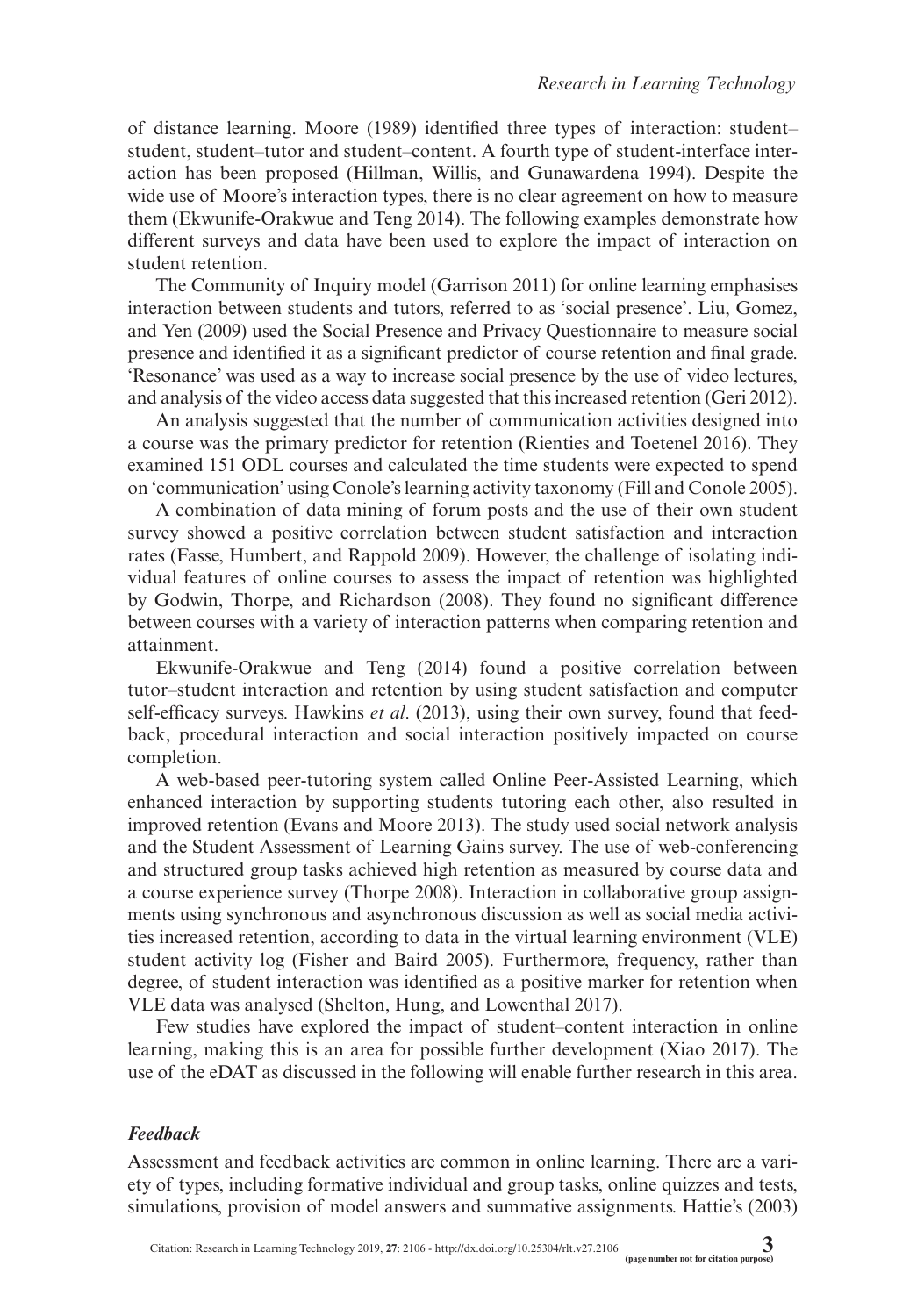of distance learning. Moore (1989) identified three types of interaction: student–student, student–tutor and student–content. A fourth type of student-interface interaction has been proposed (Hillman, Willis, and Gunawardena 1994). Despite the wide use of Moore's interaction types, there is no clear agreement on how to measure them (Ekwunife-Orakwue and Teng 2014). The following examples demonstrate how different surveys and data have been used to explore the impact of interaction on student retention.

The Community of Inquiry model (Garrison 2011) for online learning emphasises interaction between students and tutors, referred to as 'social presence'. Liu, Gomez, and Yen (2009) used the Social Presence and Privacy Questionnaire to measure social presence and identified it as a significant predictor of course retention and final grade. 'Resonance' was used as a way to increase social presence by the use of video lectures, and analysis of the video access data suggested that this increased retention (Geri 2012).

An analysis suggested that the number of communication activities designed into a course was the primary predictor for retention (Rienties and Toetenel 2016). They examined 151 ODL courses and calculated the time students were expected to spend on 'communication' using Conole's learning activity taxonomy (Fill and Conole 2005).

A combination of data mining of forum posts and the use of their own student survey showed a positive correlation between student satisfaction and interaction rates (Fasse, Humbert, and Rappold 2009). However, the challenge of isolating individual features of online courses to assess the impact of retention was highlighted by Godwin, Thorpe, and Richardson (2008). They found no significant difference between courses with a variety of interaction patterns when comparing retention and attainment.

Ekwunife-Orakwue and Teng (2014) found a positive correlation between tutor–student interaction and retention by using student satisfaction and computer self-efficacy surveys. Hawkins *et al*. (2013), using their own survey, found that feedback, procedural interaction and social interaction positively impacted on course completion.

A web-based peer-tutoring system called Online Peer-Assisted Learning, which enhanced interaction by supporting students tutoring each other, also resulted in improved retention (Evans and Moore 2013). The study used social network analysis and the Student Assessment of Learning Gains survey. The use of web-conferencing and structured group tasks achieved high retention as measured by course data and a course experience survey (Thorpe 2008). Interaction in collaborative group assignments using synchronous and asynchronous discussion as well as social media activities increased retention, according to data in the virtual learning environment (VLE) student activity log (Fisher and Baird 2005). Furthermore, frequency, rather than degree, of student interaction was identified as a positive marker for retention when VLE data was analysed (Shelton, Hung, and Lowenthal 2017).

Few studies have explored the impact of student–content interaction in online learning, making this is an area for possible further development (Xiao 2017). The use of the eDAT as discussed in the following will enable further research in this area.

### *Feedback*

Assessment and feedback activities are common in online learning. There are a variety of types, including formative individual and group tasks, online quizzes and tests, simulations, provision of model answers and summative assignments. Hattie's (2003)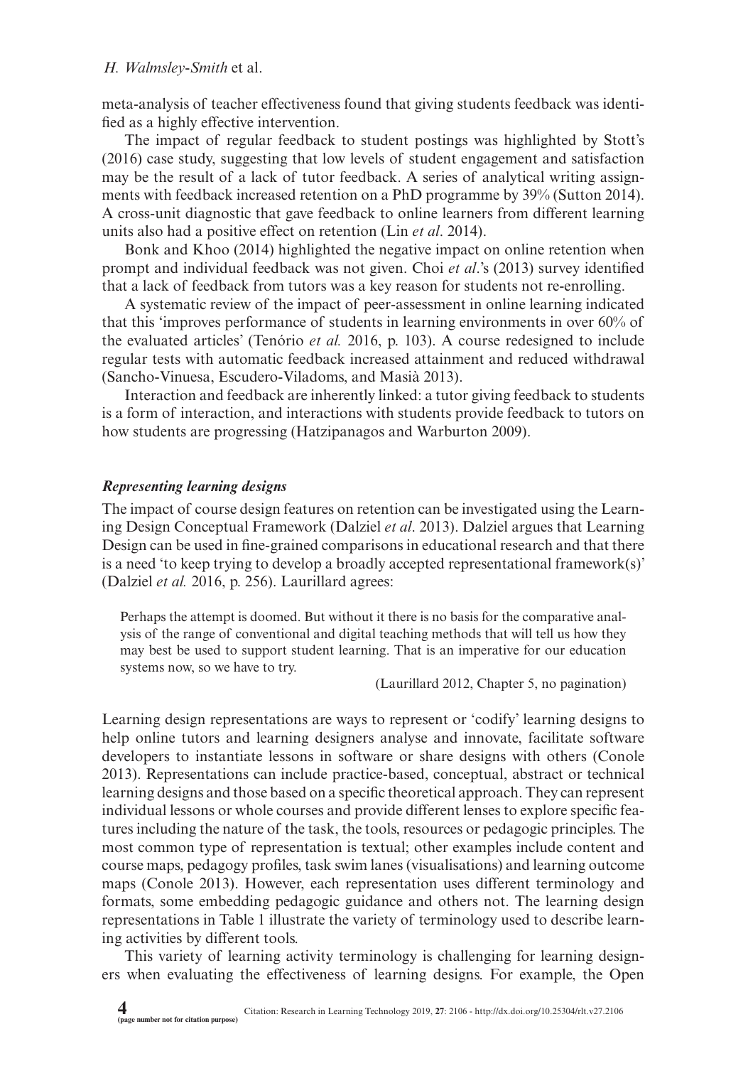meta-analysis of teacher effectiveness found that giving students feedback was identified as a highly effective intervention.

The impact of regular feedback to student postings was highlighted by Stott's (2016) case study, suggesting that low levels of student engagement and satisfaction may be the result of a lack of tutor feedback. A series of analytical writing assignments with feedback increased retention on a PhD programme by 39% (Sutton 2014). A cross-unit diagnostic that gave feedback to online learners from different learning units also had a positive effect on retention (Lin *et al*. 2014).

Bonk and Khoo (2014) highlighted the negative impact on online retention when prompt and individual feedback was not given. Choi *et al*.'s (2013) survey identified that a lack of feedback from tutors was a key reason for students not re-enrolling.

A systematic review of the impact of peer-assessment in online learning indicated that this 'improves performance of students in learning environments in over 60% of the evaluated articles' (Tenório *et al.* 2016, p. 103). A course redesigned to include regular tests with automatic feedback increased attainment and reduced withdrawal (Sancho-Vinuesa, Escudero-Viladoms, and Masià 2013).

Interaction and feedback are inherently linked: a tutor giving feedback to students is a form of interaction, and interactions with students provide feedback to tutors on how students are progressing (Hatzipanagos and Warburton 2009).

### *Representing learning designs*

The impact of course design features on retention can be investigated using the Learning Design Conceptual Framework (Dalziel *et al*. 2013). Dalziel argues that Learning Design can be used in fine-grained comparisons in educational research and that there is a need 'to keep trying to develop a broadly accepted representational framework(s)' (Dalziel *et al.* 2016, p. 256). Laurillard agrees:

> Perhaps the attempt is doomed. But without it there is no basis for the comparative analysis of the range of conventional and digital teaching methods that will tell us how they may best be used to support student learning. That is an imperative for our education systems now, so we have to try.
>
> (Laurillard 2012, Chapter 5, no pagination)

Learning design representations are ways to represent or 'codify' learning designs to help online tutors and learning designers analyse and innovate, facilitate software developers to instantiate lessons in software or share designs with others (Conole 2013). Representations can include practice-based, conceptual, abstract or technical learning designs and those based on a specific theoretical approach. They can represent individual lessons or whole courses and provide different lenses to explore specific features including the nature of the task, the tools, resources or pedagogic principles. The most common type of representation is textual; other examples include content and course maps, pedagogy profiles, task swim lanes (visualisations) and learning outcome maps (Conole 2013). However, each representation uses different terminology and formats, some embedding pedagogic guidance and others not. The learning design representations in Table 1 illustrate the variety of terminology used to describe learning activities by different tools.

This variety of learning activity terminology is challenging for learning designers when evaluating the effectiveness of learning designs. For example, the Open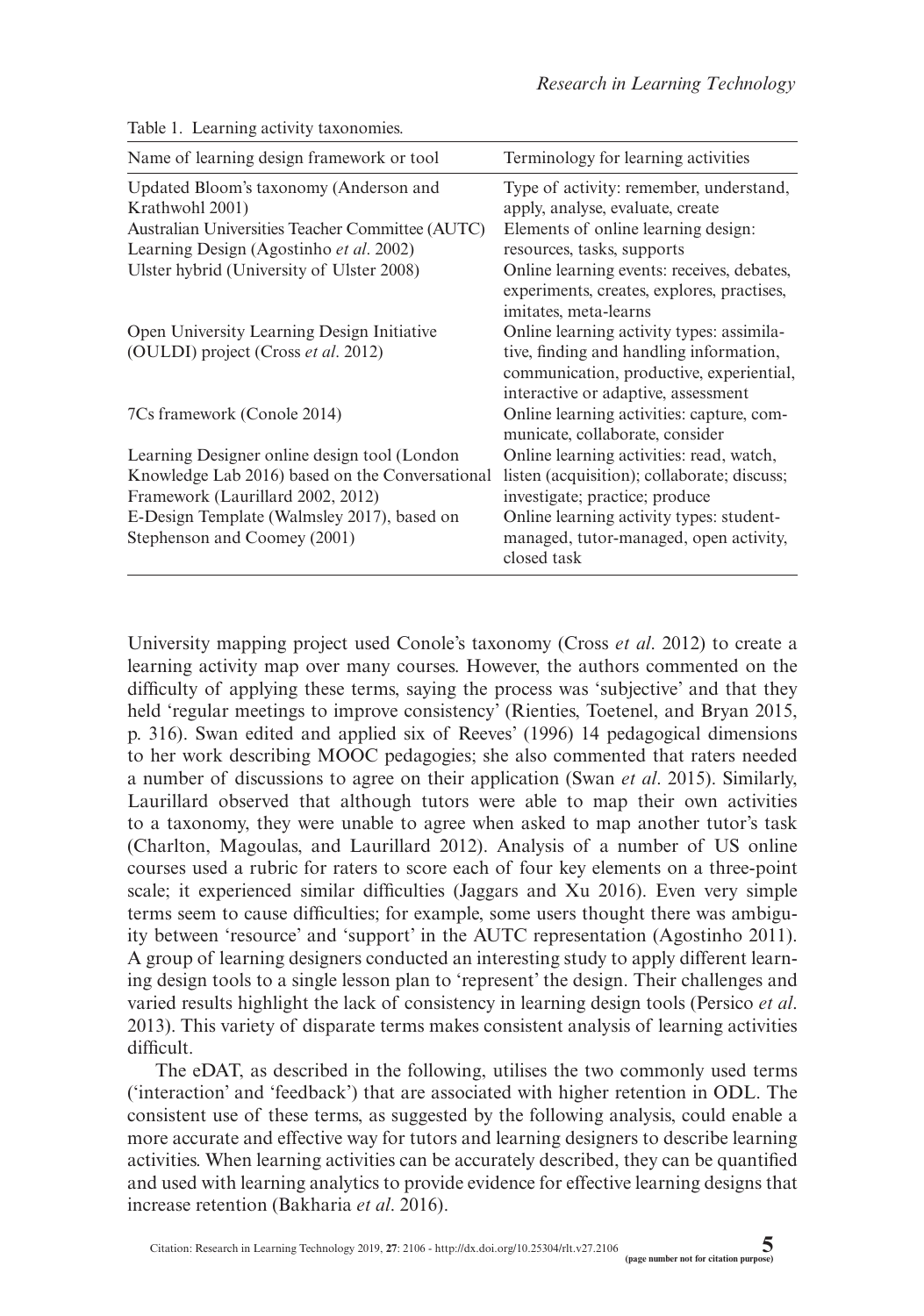Table 1. Learning activity taxonomies.

| Name of learning design framework or tool | Terminology for learning activities |
|---|---|
| Updated Bloom's taxonomy (Anderson and Krathwohl 2001) | Type of activity: remember, understand, apply, analyse, evaluate, create |
| Australian Universities Teacher Committee (AUTC) Learning Design (Agostinho *et al*. 2002) | Elements of online learning design: resources, tasks, supports |
| Ulster hybrid (University of Ulster 2008) | Online learning events: receives, debates, experiments, creates, explores, practises, imitates, meta-learns |
| Open University Learning Design Initiative (OULDI) project (Cross *et al*. 2012) | Online learning activity types: assimilative, finding and handling information, communication, productive, experiential, interactive or adaptive, assessment |
| 7Cs framework (Conole 2014) | Online learning activities: capture, communicate, collaborate, consider |
| Learning Designer online design tool (London Knowledge Lab 2016) based on the Conversational Framework (Laurillard 2002, 2012) | Online learning activities: read, watch, listen (acquisition); collaborate; discuss; investigate; practice; produce |
| E-Design Template (Walmsley 2017), based on Stephenson and Coomey (2001) | Online learning activity types: student-managed, tutor-managed, open activity, closed task |

University mapping project used Conole's taxonomy (Cross *et al*. 2012) to create a learning activity map over many courses. However, the authors commented on the difficulty of applying these terms, saying the process was 'subjective' and that they held 'regular meetings to improve consistency' (Rienties, Toetenel, and Bryan 2015, p. 316). Swan edited and applied six of Reeves' (1996) 14 pedagogical dimensions to her work describing MOOC pedagogies; she also commented that raters needed a number of discussions to agree on their application (Swan *et al*. 2015). Similarly, Laurillard observed that although tutors were able to map their own activities to a taxonomy, they were unable to agree when asked to map another tutor's task (Charlton, Magoulas, and Laurillard 2012). Analysis of a number of US online courses used a rubric for raters to score each of four key elements on a three-point scale; it experienced similar difficulties (Jaggars and Xu 2016). Even very simple terms seem to cause difficulties; for example, some users thought there was ambiguity between 'resource' and 'support' in the AUTC representation (Agostinho 2011). A group of learning designers conducted an interesting study to apply different learning design tools to a single lesson plan to 'represent' the design. Their challenges and varied results highlight the lack of consistency in learning design tools (Persico *et al*. 2013). This variety of disparate terms makes consistent analysis of learning activities difficult.

The eDAT, as described in the following, utilises the two commonly used terms ('interaction' and 'feedback') that are associated with higher retention in ODL. The consistent use of these terms, as suggested by the following analysis, could enable a more accurate and effective way for tutors and learning designers to describe learning activities. When learning activities can be accurately described, they can be quantified and used with learning analytics to provide evidence for effective learning designs that increase retention (Bakharia *et al*. 2016).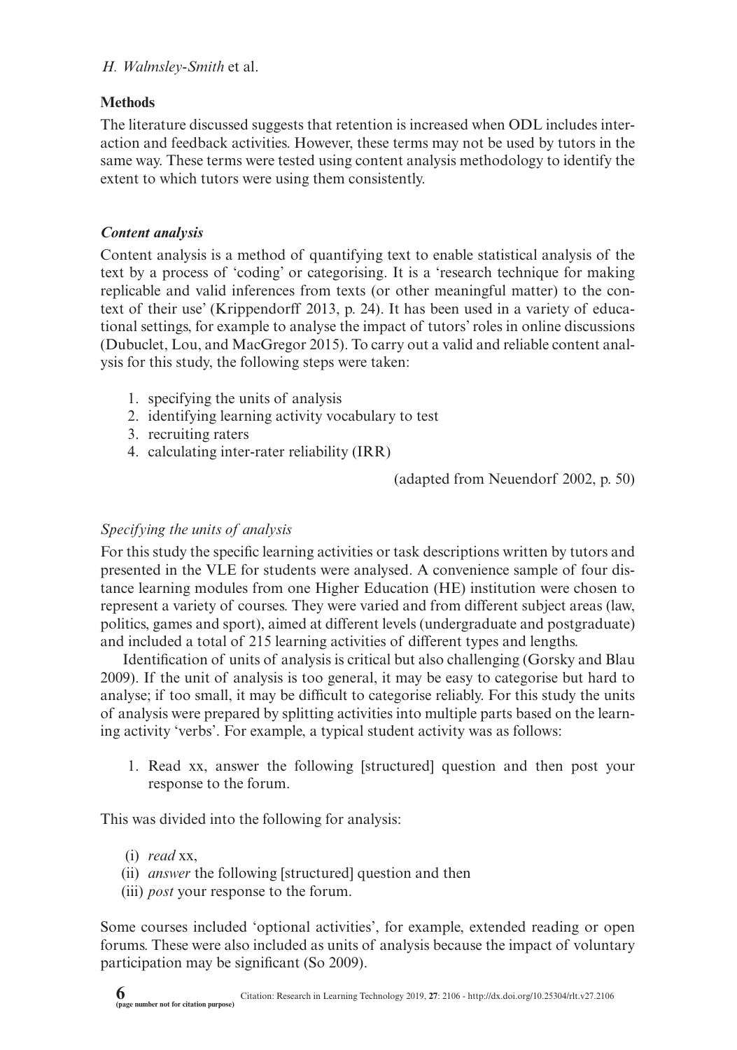## Methods

The literature discussed suggests that retention is increased when ODL includes interaction and feedback activities. However, these terms may not be used by tutors in the same way. These terms were tested using content analysis methodology to identify the extent to which tutors were using them consistently.

### *Content analysis*

Content analysis is a method of quantifying text to enable statistical analysis of the text by a process of 'coding' or categorising. It is a 'research technique for making replicable and valid inferences from texts (or other meaningful matter) to the context of their use' (Krippendorff 2013, p. 24). It has been used in a variety of educational settings, for example to analyse the impact of tutors' roles in online discussions (Dubuclet, Lou, and MacGregor 2015). To carry out a valid and reliable content analysis for this study, the following steps were taken:

1. specifying the units of analysis
2. identifying learning activity vocabulary to test
3. recruiting raters
4. calculating inter-rater reliability (IRR)

(adapted from Neuendorf 2002, p. 50)

#### *Specifying the units of analysis*

For this study the specific learning activities or task descriptions written by tutors and presented in the VLE for students were analysed. A convenience sample of four distance learning modules from one Higher Education (HE) institution were chosen to represent a variety of courses. They were varied and from different subject areas (law, politics, games and sport), aimed at different levels (undergraduate and postgraduate) and included a total of 215 learning activities of different types and lengths.

Identification of units of analysis is critical but also challenging (Gorsky and Blau 2009). If the unit of analysis is too general, it may be easy to categorise but hard to analyse; if too small, it may be difficult to categorise reliably. For this study the units of analysis were prepared by splitting activities into multiple parts based on the learning activity 'verbs'. For example, a typical student activity was as follows:

1. Read xx, answer the following [structured] question and then post your response to the forum.

This was divided into the following for analysis:

(i) *read* xx,
(ii) *answer* the following [structured] question and then
(iii) *post* your response to the forum.

Some courses included 'optional activities', for example, extended reading or open forums. These were also included as units of analysis because the impact of voluntary participation may be significant (So 2009).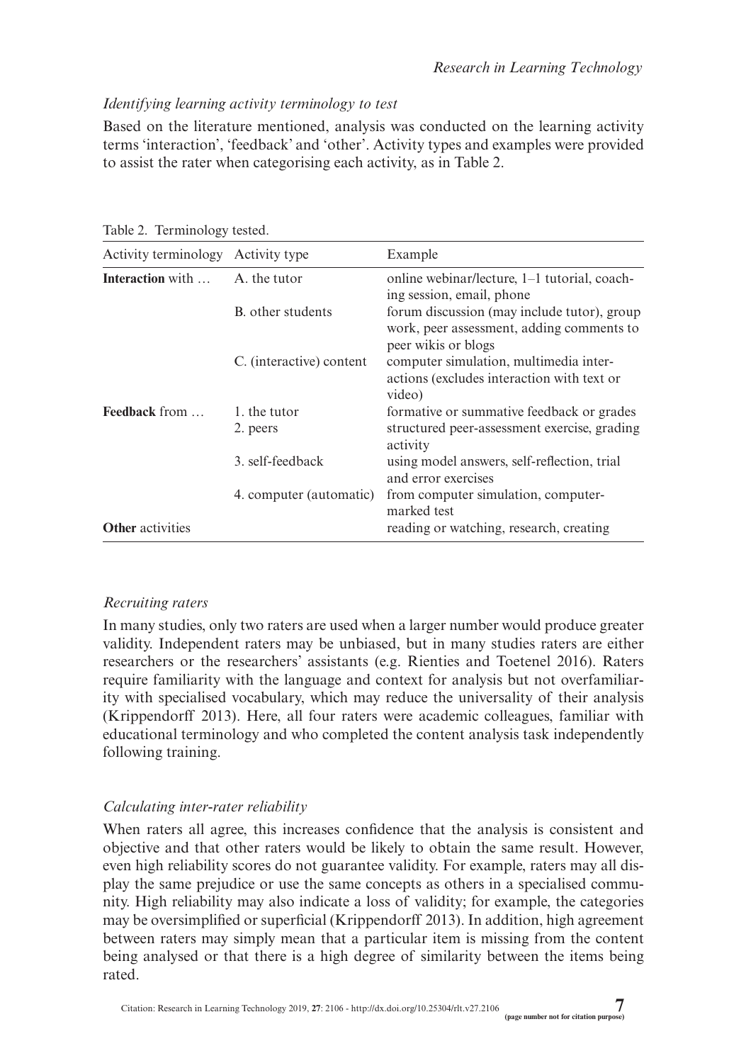*Identifying learning activity terminology to test*

Based on the literature mentioned, analysis was conducted on the learning activity terms 'interaction', 'feedback' and 'other'. Activity types and examples were provided to assist the rater when categorising each activity, as in Table 2.

Table 2. Terminology tested.

| Activity terminology | Activity type | Example |
|---|---|---|
| **Interaction** with … | A. the tutor | online webinar/lecture, 1–1 tutorial, coaching session, email, phone |
| | B. other students | forum discussion (may include tutor), group work, peer assessment, adding comments to peer wikis or blogs |
| | C. (interactive) content | computer simulation, multimedia interactions (excludes interaction with text or video) |
| **Feedback** from … | 1. the tutor | formative or summative feedback or grades |
| | 2. peers | structured peer-assessment exercise, grading activity |
| | 3. self-feedback | using model answers, self-reflection, trial and error exercises |
| | 4. computer (automatic) | from computer simulation, computer-marked test |
| **Other** activities | | reading or watching, research, creating |

*Recruiting raters*

In many studies, only two raters are used when a larger number would produce greater validity. Independent raters may be unbiased, but in many studies raters are either researchers or the researchers' assistants (e.g. Rienties and Toetenel 2016). Raters require familiarity with the language and context for analysis but not overfamiliarity with specialised vocabulary, which may reduce the universality of their analysis (Krippendorff 2013). Here, all four raters were academic colleagues, familiar with educational terminology and who completed the content analysis task independently following training.

*Calculating inter-rater reliability*

When raters all agree, this increases confidence that the analysis is consistent and objective and that other raters would be likely to obtain the same result. However, even high reliability scores do not guarantee validity. For example, raters may all display the same prejudice or use the same concepts as others in a specialised community. High reliability may also indicate a loss of validity; for example, the categories may be oversimplified or superficial (Krippendorff 2013). In addition, high agreement between raters may simply mean that a particular item is missing from the content being analysed or that there is a high degree of similarity between the items being rated.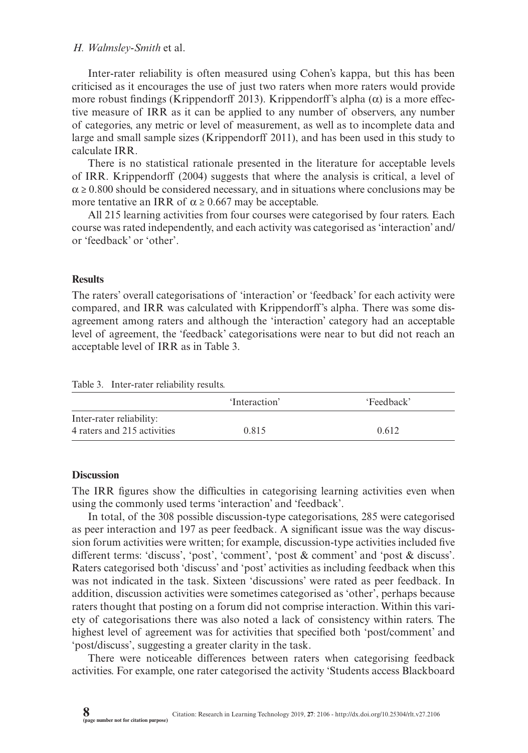Inter-rater reliability is often measured using Cohen's kappa, but this has been criticised as it encourages the use of just two raters when more raters would provide more robust findings (Krippendorff 2013). Krippendorff's alpha ($\alpha$) is a more effective measure of IRR as it can be applied to any number of observers, any number of categories, any metric or level of measurement, as well as to incomplete data and large and small sample sizes (Krippendorff 2011), and has been used in this study to calculate IRR.

There is no statistical rationale presented in the literature for acceptable levels of IRR. Krippendorff (2004) suggests that where the analysis is critical, a level of $\alpha \geq 0.800$ should be considered necessary, and in situations where conclusions may be more tentative an IRR of $\alpha \geq 0.667$ may be acceptable.

All 215 learning activities from four courses were categorised by four raters. Each course was rated independently, and each activity was categorised as 'interaction' and/or 'feedback' or 'other'.

## Results

The raters' overall categorisations of 'interaction' or 'feedback' for each activity were compared, and IRR was calculated with Krippendorff's alpha. There was some disagreement among raters and although the 'interaction' category had an acceptable level of agreement, the 'feedback' categorisations were near to but did not reach an acceptable level of IRR as in Table 3.

Table 3. Inter-rater reliability results.

| | 'Interaction' | 'Feedback' |
|---|---|---|
| Inter-rater reliability: 4 raters and 215 activities | 0.815 | 0.612 |

## Discussion

The IRR figures show the difficulties in categorising learning activities even when using the commonly used terms 'interaction' and 'feedback'.

In total, of the 308 possible discussion-type categorisations, 285 were categorised as peer interaction and 197 as peer feedback. A significant issue was the way discussion forum activities were written; for example, discussion-type activities included five different terms: 'discuss', 'post', 'comment', 'post & comment' and 'post & discuss'. Raters categorised both 'discuss' and 'post' activities as including feedback when this was not indicated in the task. Sixteen 'discussions' were rated as peer feedback. In addition, discussion activities were sometimes categorised as 'other', perhaps because raters thought that posting on a forum did not comprise interaction. Within this variety of categorisations there was also noted a lack of consistency within raters. The highest level of agreement was for activities that specified both 'post/comment' and 'post/discuss', suggesting a greater clarity in the task.

There were noticeable differences between raters when categorising feedback activities. For example, one rater categorised the activity 'Students access Blackboard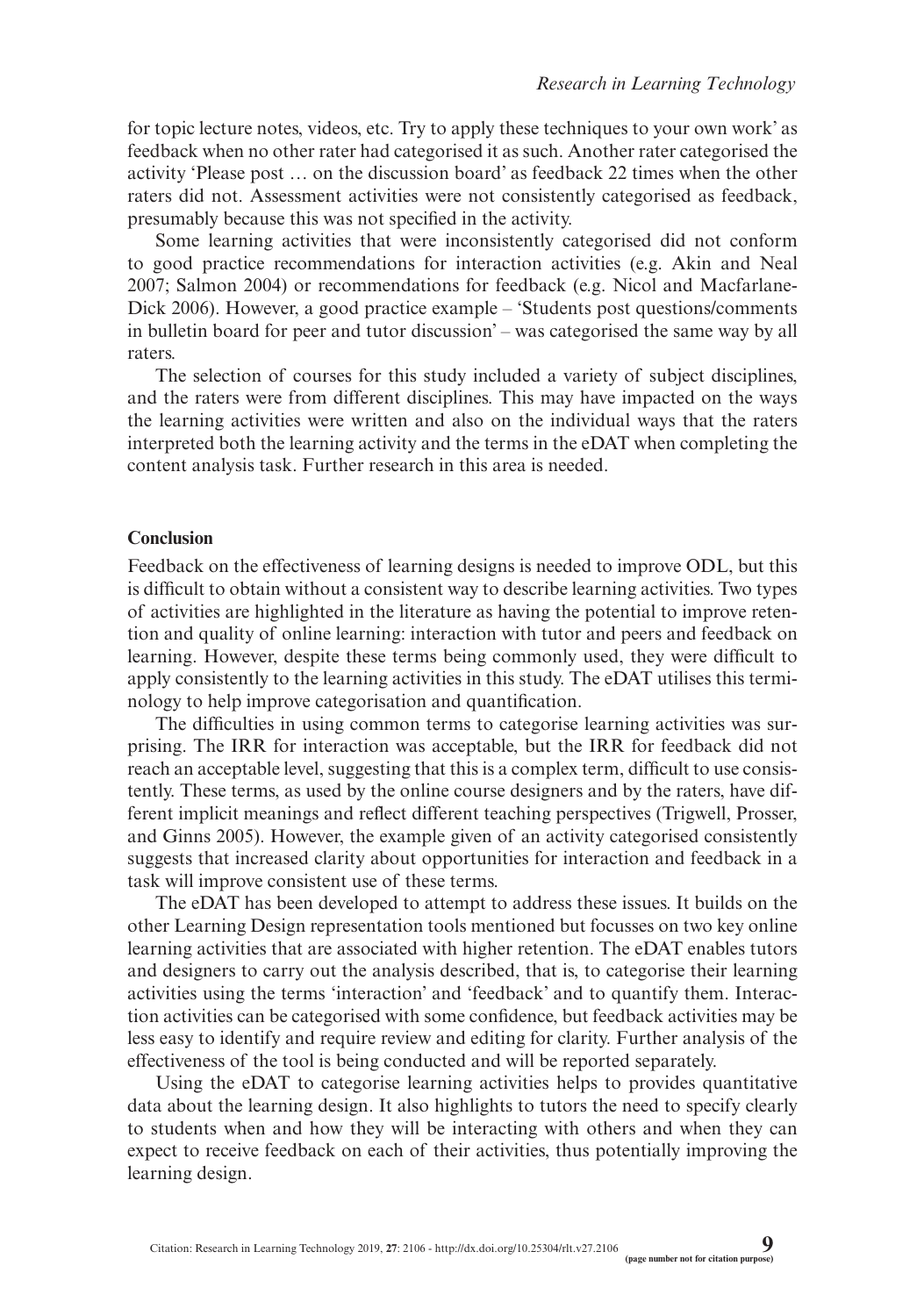for topic lecture notes, videos, etc. Try to apply these techniques to your own work' as feedback when no other rater had categorised it as such. Another rater categorised the activity 'Please post … on the discussion board' as feedback 22 times when the other raters did not. Assessment activities were not consistently categorised as feedback, presumably because this was not specified in the activity.

Some learning activities that were inconsistently categorised did not conform to good practice recommendations for interaction activities (e.g. Akin and Neal 2007; Salmon 2004) or recommendations for feedback (e.g. Nicol and Macfarlane-Dick 2006). However, a good practice example – 'Students post questions/comments in bulletin board for peer and tutor discussion' – was categorised the same way by all raters.

The selection of courses for this study included a variety of subject disciplines, and the raters were from different disciplines. This may have impacted on the ways the learning activities were written and also on the individual ways that the raters interpreted both the learning activity and the terms in the eDAT when completing the content analysis task. Further research in this area is needed.

## Conclusion

Feedback on the effectiveness of learning designs is needed to improve ODL, but this is difficult to obtain without a consistent way to describe learning activities. Two types of activities are highlighted in the literature as having the potential to improve retention and quality of online learning: interaction with tutor and peers and feedback on learning. However, despite these terms being commonly used, they were difficult to apply consistently to the learning activities in this study. The eDAT utilises this terminology to help improve categorisation and quantification.

The difficulties in using common terms to categorise learning activities was surprising. The IRR for interaction was acceptable, but the IRR for feedback did not reach an acceptable level, suggesting that this is a complex term, difficult to use consistently. These terms, as used by the online course designers and by the raters, have different implicit meanings and reflect different teaching perspectives (Trigwell, Prosser, and Ginns 2005). However, the example given of an activity categorised consistently suggests that increased clarity about opportunities for interaction and feedback in a task will improve consistent use of these terms.

The eDAT has been developed to attempt to address these issues. It builds on the other Learning Design representation tools mentioned but focusses on two key online learning activities that are associated with higher retention. The eDAT enables tutors and designers to carry out the analysis described, that is, to categorise their learning activities using the terms 'interaction' and 'feedback' and to quantify them. Interaction activities can be categorised with some confidence, but feedback activities may be less easy to identify and require review and editing for clarity. Further analysis of the effectiveness of the tool is being conducted and will be reported separately.

Using the eDAT to categorise learning activities helps to provides quantitative data about the learning design. It also highlights to tutors the need to specify clearly to students when and how they will be interacting with others and when they can expect to receive feedback on each of their activities, thus potentially improving the learning design.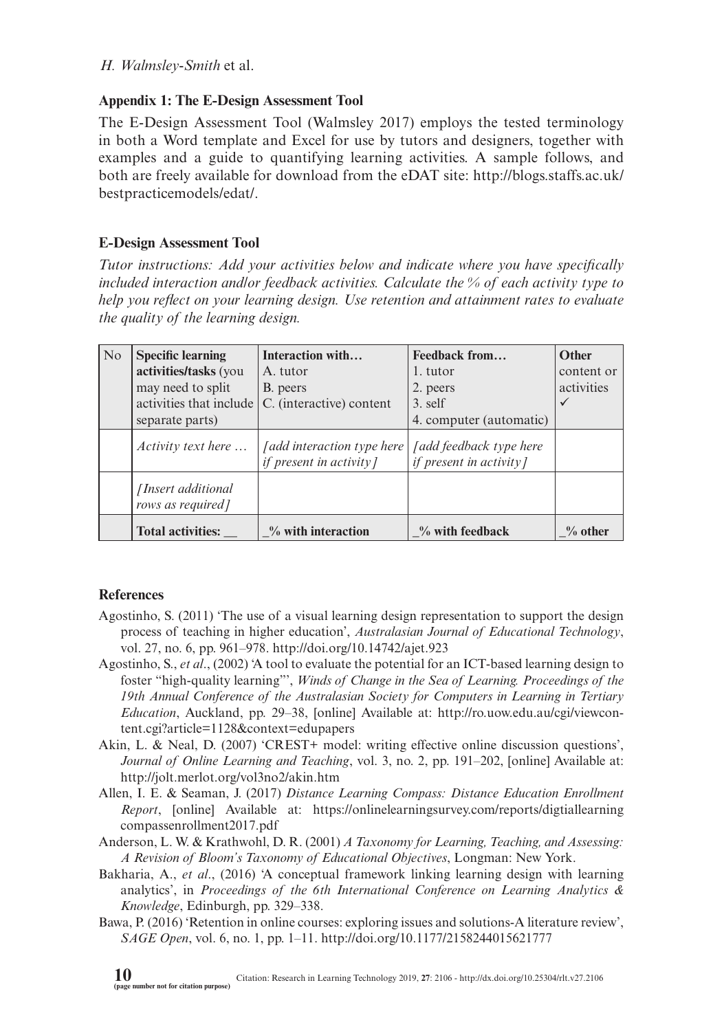## Appendix 1: The E-Design Assessment Tool

The E-Design Assessment Tool (Walmsley 2017) employs the tested terminology in both a Word template and Excel for use by tutors and designers, together with examples and a guide to quantifying learning activities. A sample follows, and both are freely available for download from the eDAT site: http://blogs.staffs.ac.uk/bestpracticemodels/edat/.

### E-Design Assessment Tool

*Tutor instructions: Add your activities below and indicate where you have specifically included interaction and/or feedback activities. Calculate the % of each activity type to help you reflect on your learning design. Use retention and attainment rates to evaluate the quality of the learning design.*

| No | **Specific learning activities/tasks** (you may need to split activities that include separate parts) | **Interaction with…** A. tutor B. peers C. (interactive) content | **Feedback from…** 1. tutor 2. peers 3. self 4. computer (automatic) | **Other** content or activities ✓ |
|---|---|---|---|---|
| | *Activity text here …* | *[add interaction type here if present in activity]* | *[add feedback type here if present in activity]* | |
| | *[Insert additional rows as required]* | | | |
| | **Total activities: __** | **_% with interaction** | **_% with feedback** | **_% other** |

## References

Agostinho, S. (2011) 'The use of a visual learning design representation to support the design process of teaching in higher education', *Australasian Journal of Educational Technology*, vol. 27, no. 6, pp. 961–978. http://doi.org/10.14742/ajet.923

Agostinho, S., *et al*., (2002) 'A tool to evaluate the potential for an ICT-based learning design to foster "high-quality learning"', *Winds of Change in the Sea of Learning. Proceedings of the 19th Annual Conference of the Australasian Society for Computers in Learning in Tertiary Education*, Auckland, pp. 29–38, [online] Available at: http://ro.uow.edu.au/cgi/viewcontent.cgi?article=1128&context=edupapers

Akin, L. & Neal, D. (2007) 'CREST+ model: writing effective online discussion questions', *Journal of Online Learning and Teaching*, vol. 3, no. 2, pp. 191–202, [online] Available at: http://jolt.merlot.org/vol3no2/akin.htm

Allen, I. E. & Seaman, J. (2017) *Distance Learning Compass: Distance Education Enrollment Report*, [online] Available at: https://onlinelearningsurvey.com/reports/digtiallearningcompassenrollment2017.pdf

Anderson, L. W. & Krathwohl, D. R. (2001) *A Taxonomy for Learning, Teaching, and Assessing: A Revision of Bloom's Taxonomy of Educational Objectives*, Longman: New York.

Bakharia, A., *et al*., (2016) 'A conceptual framework linking learning design with learning analytics', in *Proceedings of the 6th International Conference on Learning Analytics & Knowledge*, Edinburgh, pp. 329–338.

Bawa, P. (2016) 'Retention in online courses: exploring issues and solutions-A literature review', *SAGE Open*, vol. 6, no. 1, pp. 1–11. http://doi.org/10.1177/2158244015621777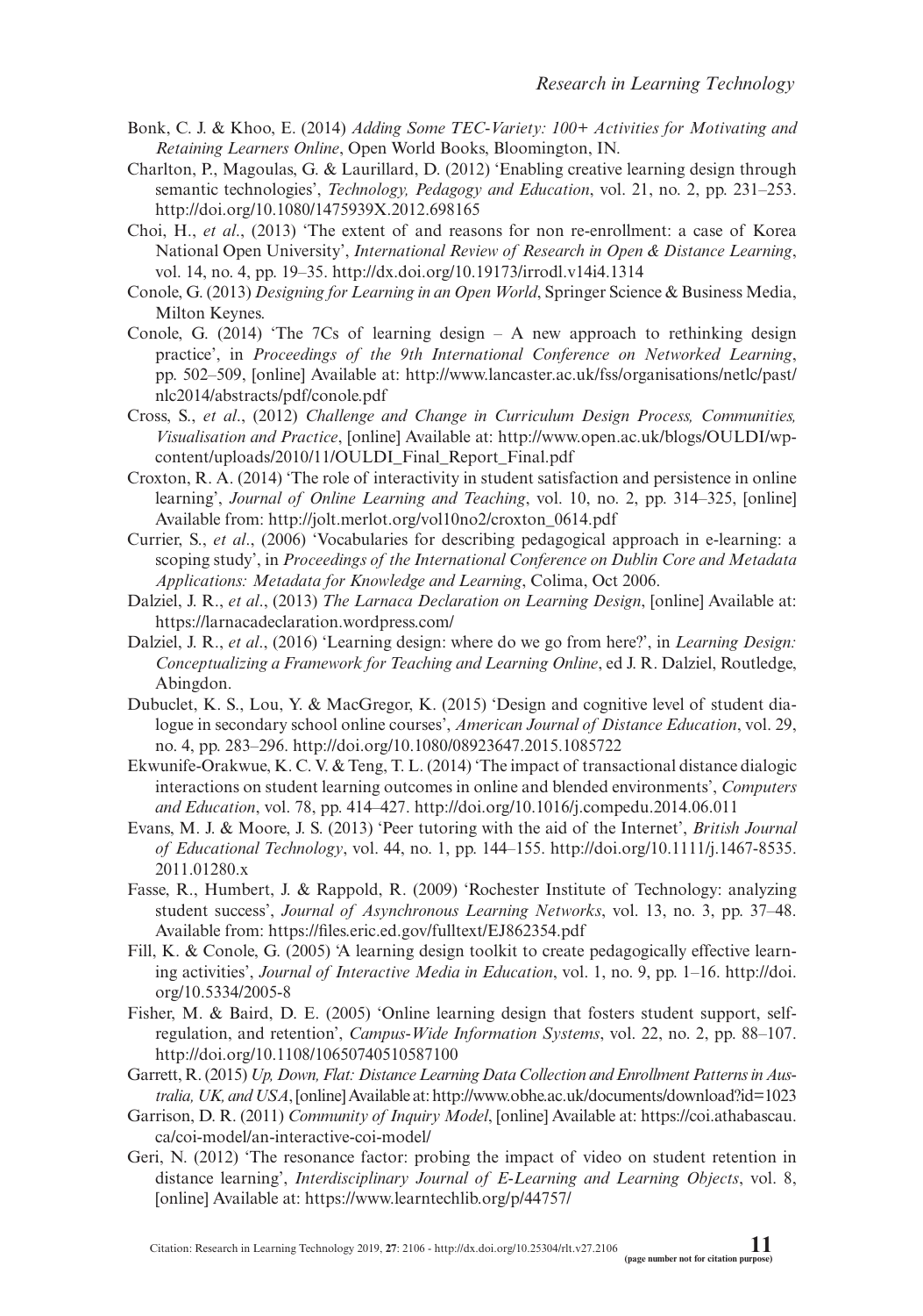Bonk, C. J. & Khoo, E. (2014) *Adding Some TEC-Variety: 100+ Activities for Motivating and Retaining Learners Online*, Open World Books, Bloomington, IN.

Charlton, P., Magoulas, G. & Laurillard, D. (2012) 'Enabling creative learning design through semantic technologies', *Technology, Pedagogy and Education*, vol. 21, no. 2, pp. 231–253. http://doi.org/10.1080/1475939X.2012.698165

Choi, H., *et al*., (2013) 'The extent of and reasons for non re-enrollment: a case of Korea National Open University', *International Review of Research in Open & Distance Learning*, vol. 14, no. 4, pp. 19–35. http://dx.doi.org/10.19173/irrodl.v14i4.1314

Conole, G. (2013) *Designing for Learning in an Open World*, Springer Science & Business Media, Milton Keynes.

Conole, G. (2014) 'The 7Cs of learning design – A new approach to rethinking design practice', in *Proceedings of the 9th International Conference on Networked Learning*, pp. 502–509, [online] Available at: http://www.lancaster.ac.uk/fss/organisations/netlc/past/nlc2014/abstracts/pdf/conole.pdf

Cross, S., *et al*., (2012) *Challenge and Change in Curriculum Design Process, Communities, Visualisation and Practice*, [online] Available at: http://www.open.ac.uk/blogs/OULDI/wp-content/uploads/2010/11/OULDI_Final_Report_Final.pdf

Croxton, R. A. (2014) 'The role of interactivity in student satisfaction and persistence in online learning', *Journal of Online Learning and Teaching*, vol. 10, no. 2, pp. 314–325, [online] Available from: http://jolt.merlot.org/vol10no2/croxton_0614.pdf

Currier, S., *et al*., (2006) 'Vocabularies for describing pedagogical approach in e-learning: a scoping study', in *Proceedings of the International Conference on Dublin Core and Metadata Applications: Metadata for Knowledge and Learning*, Colima, Oct 2006.

Dalziel, J. R., *et al*., (2013) *The Larnaca Declaration on Learning Design*, [online] Available at: https://larnacadeclaration.wordpress.com/

Dalziel, J. R., *et al*., (2016) 'Learning design: where do we go from here?', in *Learning Design: Conceptualizing a Framework for Teaching and Learning Online*, ed J. R. Dalziel, Routledge, Abingdon.

Dubuclet, K. S., Lou, Y. & MacGregor, K. (2015) 'Design and cognitive level of student dialogue in secondary school online courses', *American Journal of Distance Education*, vol. 29, no. 4, pp. 283–296. http://doi.org/10.1080/08923647.2015.1085722

Ekwunife-Orakwue, K. C. V. & Teng, T. L. (2014) 'The impact of transactional distance dialogic interactions on student learning outcomes in online and blended environments', *Computers and Education*, vol. 78, pp. 414–427. http://doi.org/10.1016/j.compedu.2014.06.011

Evans, M. J. & Moore, J. S. (2013) 'Peer tutoring with the aid of the Internet', *British Journal of Educational Technology*, vol. 44, no. 1, pp. 144–155. http://doi.org/10.1111/j.1467-8535.2011.01280.x

Fasse, R., Humbert, J. & Rappold, R. (2009) 'Rochester Institute of Technology: analyzing student success', *Journal of Asynchronous Learning Networks*, vol. 13, no. 3, pp. 37–48. Available from: https://files.eric.ed.gov/fulltext/EJ862354.pdf

Fill, K. & Conole, G. (2005) 'A learning design toolkit to create pedagogically effective learning activities', *Journal of Interactive Media in Education*, vol. 1, no. 9, pp. 1–16. http://doi.org/10.5334/2005-8

Fisher, M. & Baird, D. E. (2005) 'Online learning design that fosters student support, self-regulation, and retention', *Campus-Wide Information Systems*, vol. 22, no. 2, pp. 88–107. http://doi.org/10.1108/10650740510587100

Garrett, R. (2015) *Up, Down, Flat: Distance Learning Data Collection and Enrollment Patterns in Australia, UK, and USA*, [online] Available at: http://www.obhe.ac.uk/documents/download?id=1023

Garrison, D. R. (2011) *Community of Inquiry Model*, [online] Available at: https://coi.athabascau.ca/coi-model/an-interactive-coi-model/

Geri, N. (2012) 'The resonance factor: probing the impact of video on student retention in distance learning', *Interdisciplinary Journal of E-Learning and Learning Objects*, vol. 8, [online] Available at: https://www.learntechlib.org/p/44757/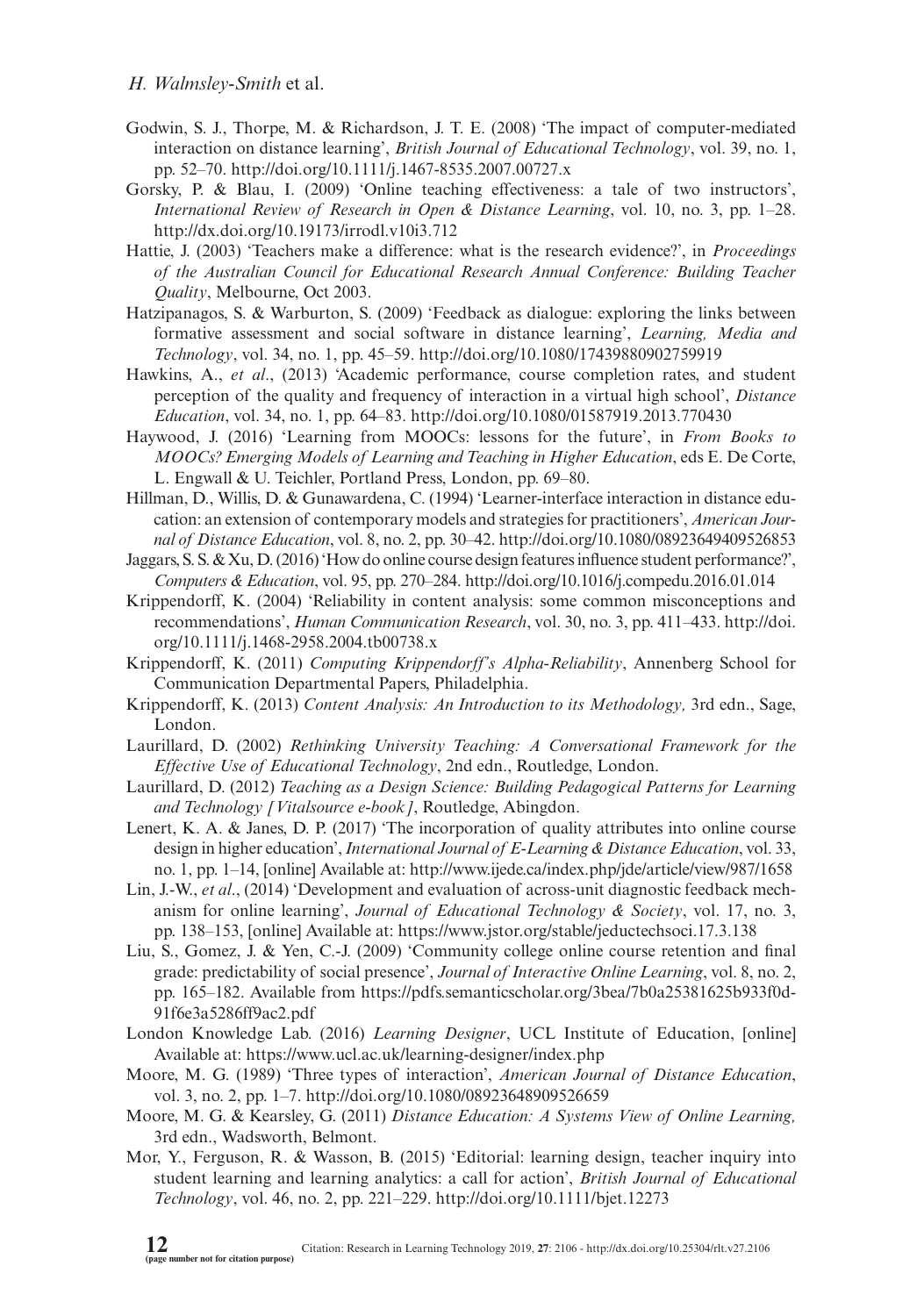Godwin, S. J., Thorpe, M. & Richardson, J. T. E. (2008) 'The impact of computer-mediated interaction on distance learning', *British Journal of Educational Technology*, vol. 39, no. 1, pp. 52–70. http://doi.org/10.1111/j.1467-8535.2007.00727.x

Gorsky, P. & Blau, I. (2009) 'Online teaching effectiveness: a tale of two instructors', *International Review of Research in Open & Distance Learning*, vol. 10, no. 3, pp. 1–28. http://dx.doi.org/10.19173/irrodl.v10i3.712

Hattie, J. (2003) 'Teachers make a difference: what is the research evidence?', in *Proceedings of the Australian Council for Educational Research Annual Conference: Building Teacher Quality*, Melbourne, Oct 2003.

Hatzipanagos, S. & Warburton, S. (2009) 'Feedback as dialogue: exploring the links between formative assessment and social software in distance learning', *Learning, Media and Technology*, vol. 34, no. 1, pp. 45–59. http://doi.org/10.1080/17439880902759919

Hawkins, A., *et al*., (2013) 'Academic performance, course completion rates, and student perception of the quality and frequency of interaction in a virtual high school', *Distance Education*, vol. 34, no. 1, pp. 64–83. http://doi.org/10.1080/01587919.2013.770430

Haywood, J. (2016) 'Learning from MOOCs: lessons for the future', in *From Books to MOOCs? Emerging Models of Learning and Teaching in Higher Education*, eds E. De Corte, L. Engwall & U. Teichler, Portland Press, London, pp. 69–80.

Hillman, D., Willis, D. & Gunawardena, C. (1994) 'Learner-interface interaction in distance education: an extension of contemporary models and strategies for practitioners', *American Journal of Distance Education*, vol. 8, no. 2, pp. 30–42. http://doi.org/10.1080/08923649409526853

Jaggars, S. S. & Xu, D. (2016) 'How do online course design features influence student performance?', *Computers & Education*, vol. 95, pp. 270–284. http://doi.org/10.1016/j.compedu.2016.01.014

Krippendorff, K. (2004) 'Reliability in content analysis: some common misconceptions and recommendations', *Human Communication Research*, vol. 30, no. 3, pp. 411–433. http://doi.org/10.1111/j.1468-2958.2004.tb00738.x

Krippendorff, K. (2011) *Computing Krippendorff's Alpha-Reliability*, Annenberg School for Communication Departmental Papers, Philadelphia.

Krippendorff, K. (2013) *Content Analysis: An Introduction to its Methodology,* 3rd edn., Sage, London.

Laurillard, D. (2002) *Rethinking University Teaching: A Conversational Framework for the Effective Use of Educational Technology*, 2nd edn., Routledge, London.

Laurillard, D. (2012) *Teaching as a Design Science: Building Pedagogical Patterns for Learning and Technology [Vitalsource e-book]*, Routledge, Abingdon.

Lenert, K. A. & Janes, D. P. (2017) 'The incorporation of quality attributes into online course design in higher education', *International Journal of E-Learning & Distance Education*, vol. 33, no. 1, pp. 1–14, [online] Available at: http://www.ijede.ca/index.php/jde/article/view/987/1658

Lin, J.-W., *et al*., (2014) 'Development and evaluation of across-unit diagnostic feedback mechanism for online learning', *Journal of Educational Technology & Society*, vol. 17, no. 3, pp. 138–153, [online] Available at: https://www.jstor.org/stable/jeductechsoci.17.3.138

Liu, S., Gomez, J. & Yen, C.-J. (2009) 'Community college online course retention and final grade: predictability of social presence', *Journal of Interactive Online Learning*, vol. 8, no. 2, pp. 165–182. Available from https://pdfs.semanticscholar.org/3bea/7b0a25381625b933f0d91f6e3a5286ff9ac2.pdf

London Knowledge Lab. (2016) *Learning Designer*, UCL Institute of Education, [online] Available at: https://www.ucl.ac.uk/learning-designer/index.php

Moore, M. G. (1989) 'Three types of interaction', *American Journal of Distance Education*, vol. 3, no. 2, pp. 1–7. http://doi.org/10.1080/08923648909526659

Moore, M. G. & Kearsley, G. (2011) *Distance Education: A Systems View of Online Learning,* 3rd edn., Wadsworth, Belmont.

Mor, Y., Ferguson, R. & Wasson, B. (2015) 'Editorial: learning design, teacher inquiry into student learning and learning analytics: a call for action', *British Journal of Educational Technology*, vol. 46, no. 2, pp. 221–229. http://doi.org/10.1111/bjet.12273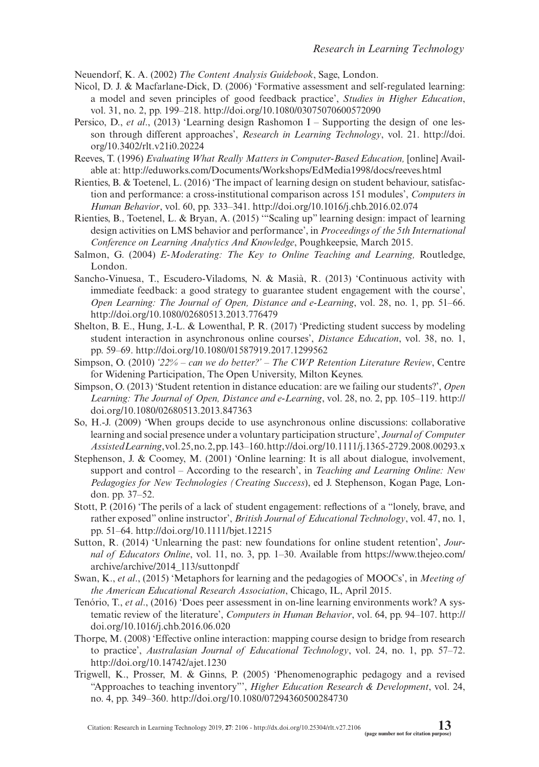Neuendorf, K. A. (2002) *The Content Analysis Guidebook*, Sage, London.

Nicol, D. J. & Macfarlane-Dick, D. (2006) 'Formative assessment and self-regulated learning: a model and seven principles of good feedback practice', *Studies in Higher Education*, vol. 31, no. 2, pp. 199–218. http://doi.org/10.1080/03075070600572090

Persico, D., *et al*., (2013) 'Learning design Rashomon I – Supporting the design of one lesson through different approaches', *Research in Learning Technology*, vol. 21. http://doi.org/10.3402/rlt.v21i0.20224

Reeves, T. (1996) *Evaluating What Really Matters in Computer-Based Education,* [online] Available at: http://eduworks.com/Documents/Workshops/EdMedia1998/docs/reeves.html

Rienties, B. & Toetenel, L. (2016) 'The impact of learning design on student behaviour, satisfaction and performance: a cross-institutional comparison across 151 modules', *Computers in Human Behavior*, vol. 60, pp. 333–341. http://doi.org/10.1016/j.chb.2016.02.074

Rienties, B., Toetenel, L. & Bryan, A. (2015) '"Scaling up" learning design: impact of learning design activities on LMS behavior and performance', in *Proceedings of the 5th International Conference on Learning Analytics And Knowledge*, Poughkeepsie, March 2015.

Salmon, G. (2004) *E-Moderating: The Key to Online Teaching and Learning,* Routledge, London.

Sancho-Vinuesa, T., Escudero-Viladoms, N. & Masià, R. (2013) 'Continuous activity with immediate feedback: a good strategy to guarantee student engagement with the course', *Open Learning: The Journal of Open, Distance and e-Learning*, vol. 28, no. 1, pp. 51–66. http://doi.org/10.1080/02680513.2013.776479

Shelton, B. E., Hung, J.-L. & Lowenthal, P. R. (2017) 'Predicting student success by modeling student interaction in asynchronous online courses', *Distance Education*, vol. 38, no. 1, pp. 59–69. http://doi.org/10.1080/01587919.2017.1299562

Simpson, O. (2010) *'22% – can we do better?' – The CWP Retention Literature Review*, Centre for Widening Participation, The Open University, Milton Keynes.

Simpson, O. (2013) 'Student retention in distance education: are we failing our students?', *Open Learning: The Journal of Open, Distance and e-Learning*, vol. 28, no. 2, pp. 105–119. http://doi.org/10.1080/02680513.2013.847363

So, H.-J. (2009) 'When groups decide to use asynchronous online discussions: collaborative learning and social presence under a voluntary participation structure', *Journal of Computer Assisted Learning*, vol. 25, no. 2, pp. 143–160. http://doi.org/10.1111/j.1365-2729.2008.00293.x

Stephenson, J. & Coomey, M. (2001) 'Online learning: It is all about dialogue, involvement, support and control – According to the research', in *Teaching and Learning Online: New Pedagogies for New Technologies (Creating Success*), ed J. Stephenson, Kogan Page, London. pp. 37–52.

Stott, P. (2016) 'The perils of a lack of student engagement: reflections of a "lonely, brave, and rather exposed" online instructor', *British Journal of Educational Technology*, vol. 47, no. 1, pp. 51–64. http://doi.org/10.1111/bjet.12215

Sutton, R. (2014) 'Unlearning the past: new foundations for online student retention', *Journal of Educators Online*, vol. 11, no. 3, pp. 1–30. Available from https://www.thejeo.com/archive/archive/2014_113/suttonpdf

Swan, K., *et al*., (2015) 'Metaphors for learning and the pedagogies of MOOCs', in *Meeting of the American Educational Research Association*, Chicago, IL, April 2015.

Tenório, T., *et al*., (2016) 'Does peer assessment in on-line learning environments work? A systematic review of the literature', *Computers in Human Behavior*, vol. 64, pp. 94–107. http://doi.org/10.1016/j.chb.2016.06.020

Thorpe, M. (2008) 'Effective online interaction: mapping course design to bridge from research to practice', *Australasian Journal of Educational Technology*, vol. 24, no. 1, pp. 57–72. http://doi.org/10.14742/ajet.1230

Trigwell, K., Prosser, M. & Ginns, P. (2005) 'Phenomenographic pedagogy and a revised "Approaches to teaching inventory"', *Higher Education Research & Development*, vol. 24, no. 4, pp. 349–360. http://doi.org/10.1080/07294360500284730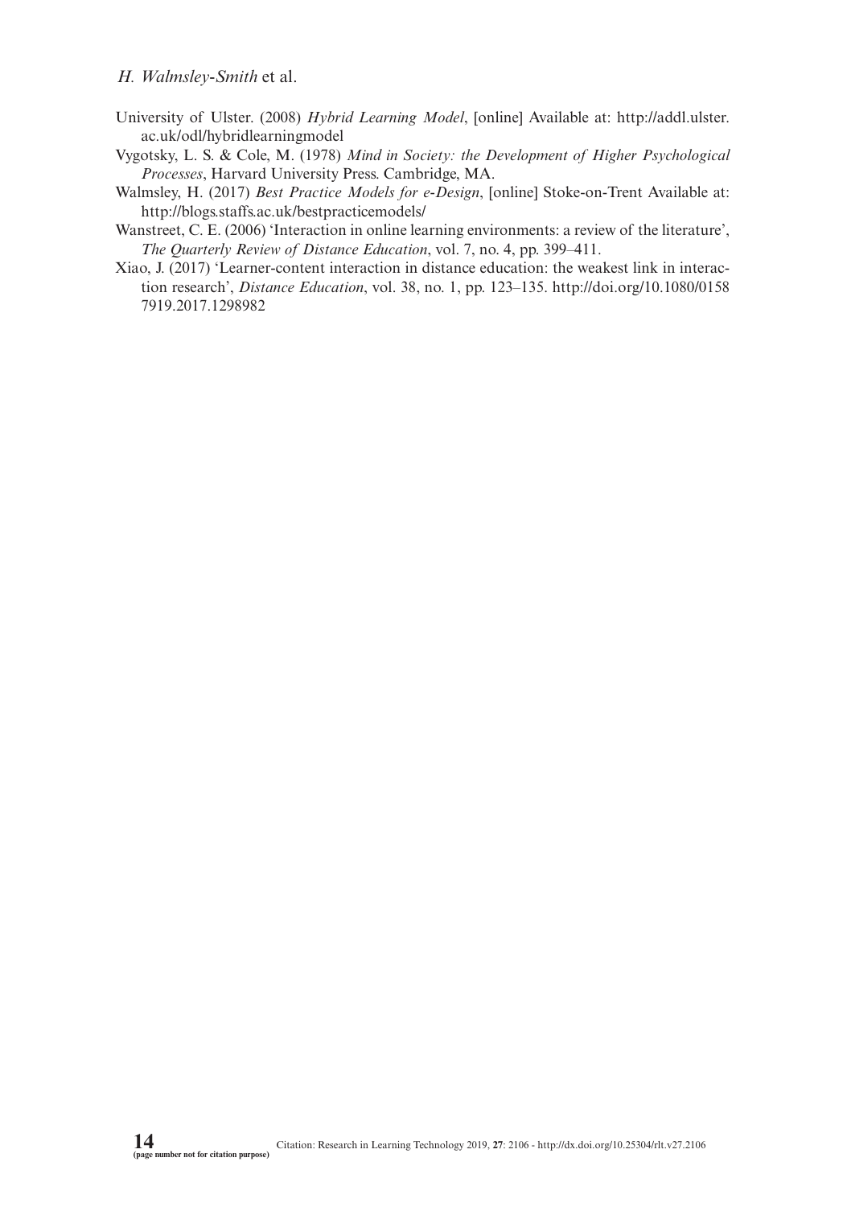University of Ulster. (2008) *Hybrid Learning Model*, [online] Available at: http://addl.ulster.ac.uk/odl/hybridlearningmodel

Vygotsky, L. S. & Cole, M. (1978) *Mind in Society: the Development of Higher Psychological Processes*, Harvard University Press. Cambridge, MA.

Walmsley, H. (2017) *Best Practice Models for e-Design*, [online] Stoke-on-Trent Available at: http://blogs.staffs.ac.uk/bestpracticemodels/

Wanstreet, C. E. (2006) 'Interaction in online learning environments: a review of the literature', *The Quarterly Review of Distance Education*, vol. 7, no. 4, pp. 399–411.

Xiao, J. (2017) 'Learner-content interaction in distance education: the weakest link in interaction research', *Distance Education*, vol. 38, no. 1, pp. 123–135. http://doi.org/10.1080/01587919.2017.1298982